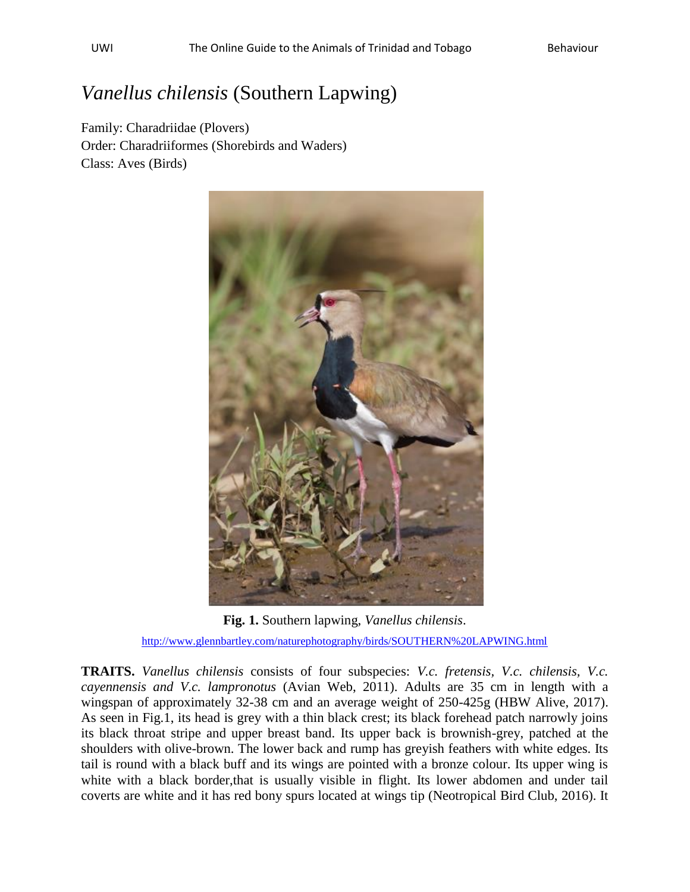# *Vanellus chilensis* (Southern Lapwing)

Family: Charadriidae (Plovers)
Order: Charadriiformes (Shorebirds and Waders)
Class: Aves (Birds)

**Fig. 1.** Southern lapwing, *Vanellus chilensis*.

http://www.glennbartley.com/naturephotography/birds/SOUTHERN%20LAPWING.html

**TRAITS.** *Vanellus chilensis* consists of four subspecies: *V.c. fretensis*, *V.c. chilensis*, *V.c. cayennensis and V.c. lampronotus* (Avian Web, 2011). Adults are 35 cm in length with a wingspan of approximately 32-38 cm and an average weight of 250-425g (HBW Alive, 2017). As seen in Fig.1, its head is grey with a thin black crest; its black forehead patch narrowly joins its black throat stripe and upper breast band. Its upper back is brownish-grey, patched at the shoulders with olive-brown. The lower back and rump has greyish feathers with white edges. Its tail is round with a black buff and its wings are pointed with a bronze colour. Its upper wing is white with a black border,that is usually visible in flight. Its lower abdomen and under tail coverts are white and it has red bony spurs located at wings tip (Neotropical Bird Club, 2016). It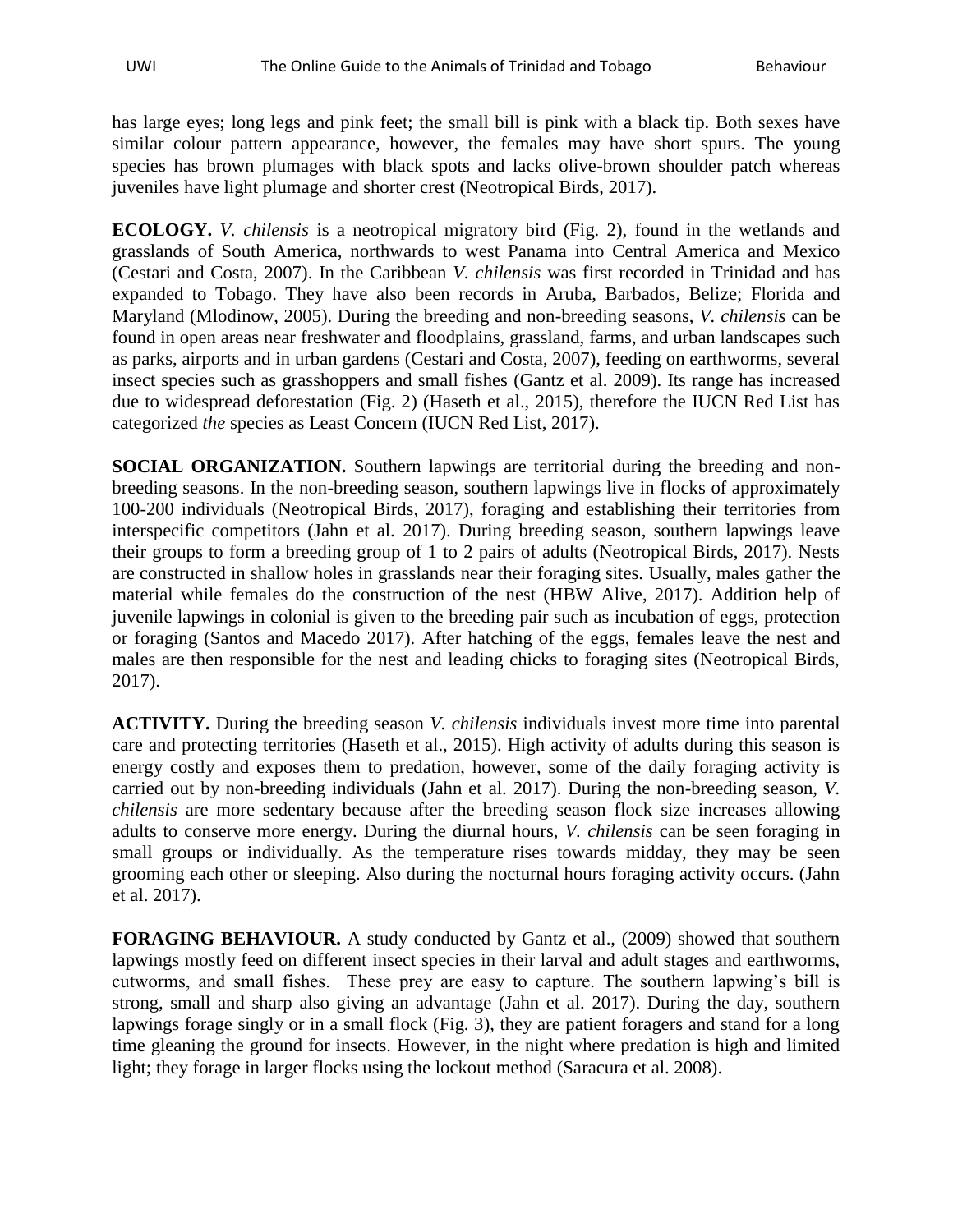has large eyes; long legs and pink feet; the small bill is pink with a black tip. Both sexes have similar colour pattern appearance, however, the females may have short spurs. The young species has brown plumages with black spots and lacks olive-brown shoulder patch whereas juveniles have light plumage and shorter crest (Neotropical Birds, 2017).

**ECOLOGY.** *V. chilensis* is a neotropical migratory bird (Fig. 2), found in the wetlands and grasslands of South America, northwards to west Panama into Central America and Mexico (Cestari and Costa, 2007). In the Caribbean *V. chilensis* was first recorded in Trinidad and has expanded to Tobago. They have also been records in Aruba, Barbados, Belize; Florida and Maryland (Mlodinow, 2005). During the breeding and non-breeding seasons, *V. chilensis* can be found in open areas near freshwater and floodplains, grassland, farms, and urban landscapes such as parks, airports and in urban gardens (Cestari and Costa, 2007), feeding on earthworms, several insect species such as grasshoppers and small fishes (Gantz et al. 2009). Its range has increased due to widespread deforestation (Fig. 2) (Haseth et al., 2015), therefore the IUCN Red List has categorized *the* species as Least Concern (IUCN Red List, 2017).

**SOCIAL ORGANIZATION.** Southern lapwings are territorial during the breeding and non-breeding seasons. In the non-breeding season, southern lapwings live in flocks of approximately 100-200 individuals (Neotropical Birds, 2017), foraging and establishing their territories from interspecific competitors (Jahn et al. 2017). During breeding season, southern lapwings leave their groups to form a breeding group of 1 to 2 pairs of adults (Neotropical Birds, 2017). Nests are constructed in shallow holes in grasslands near their foraging sites. Usually, males gather the material while females do the construction of the nest (HBW Alive, 2017). Addition help of juvenile lapwings in colonial is given to the breeding pair such as incubation of eggs, protection or foraging (Santos and Macedo 2017). After hatching of the eggs, females leave the nest and males are then responsible for the nest and leading chicks to foraging sites (Neotropical Birds, 2017).

**ACTIVITY.** During the breeding season *V. chilensis* individuals invest more time into parental care and protecting territories (Haseth et al., 2015). High activity of adults during this season is energy costly and exposes them to predation, however, some of the daily foraging activity is carried out by non-breeding individuals (Jahn et al. 2017). During the non-breeding season, *V. chilensis* are more sedentary because after the breeding season flock size increases allowing adults to conserve more energy. During the diurnal hours, *V. chilensis* can be seen foraging in small groups or individually. As the temperature rises towards midday, they may be seen grooming each other or sleeping. Also during the nocturnal hours foraging activity occurs. (Jahn et al. 2017).

**FORAGING BEHAVIOUR.** A study conducted by Gantz et al., (2009) showed that southern lapwings mostly feed on different insect species in their larval and adult stages and earthworms, cutworms, and small fishes. These prey are easy to capture. The southern lapwing's bill is strong, small and sharp also giving an advantage (Jahn et al. 2017). During the day, southern lapwings forage singly or in a small flock (Fig. 3), they are patient foragers and stand for a long time gleaning the ground for insects. However, in the night where predation is high and limited light; they forage in larger flocks using the lockout method (Saracura et al. 2008).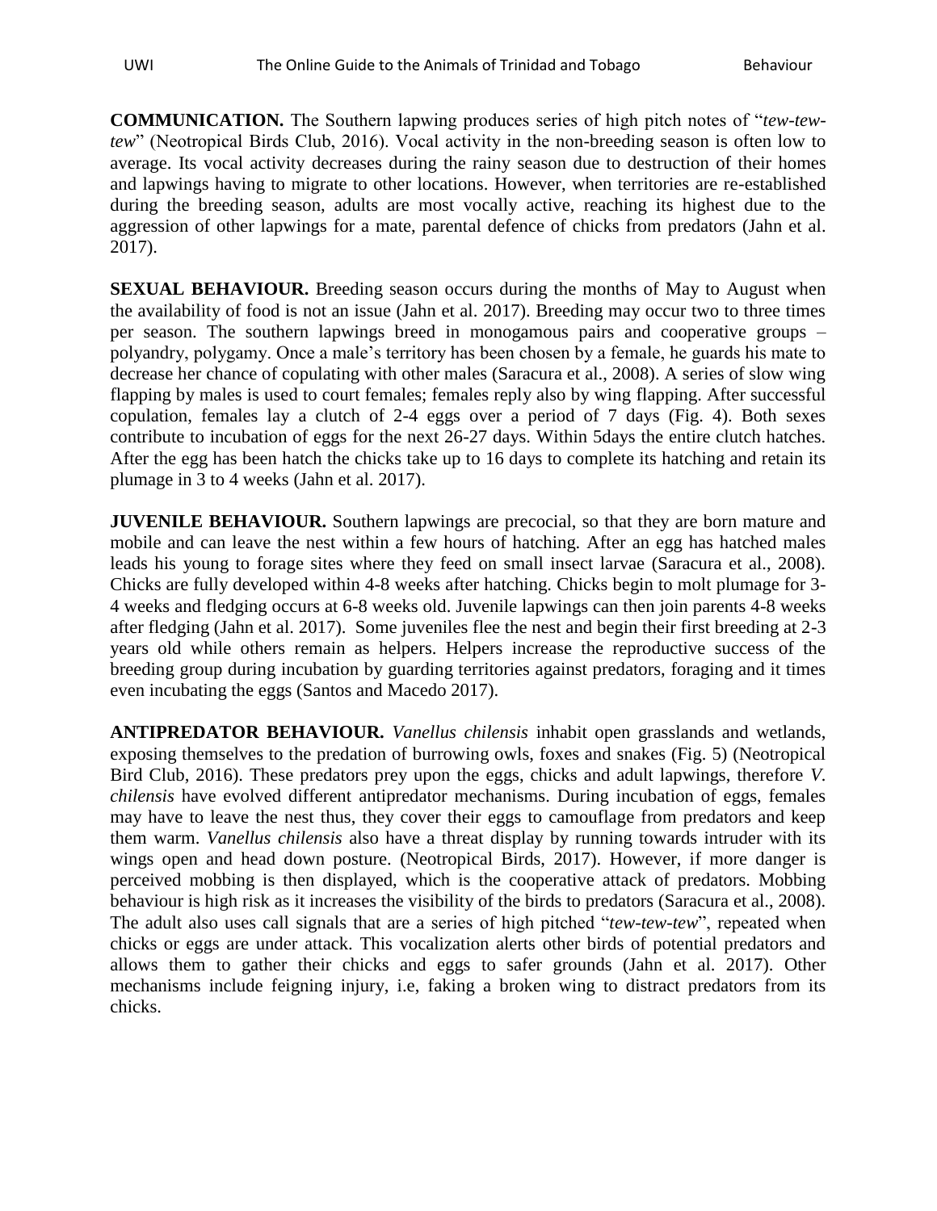**COMMUNICATION.** The Southern lapwing produces series of high pitch notes of "*tew-tew-tew*" (Neotropical Birds Club, 2016). Vocal activity in the non-breeding season is often low to average. Its vocal activity decreases during the rainy season due to destruction of their homes and lapwings having to migrate to other locations. However, when territories are re-established during the breeding season, adults are most vocally active, reaching its highest due to the aggression of other lapwings for a mate, parental defence of chicks from predators (Jahn et al. 2017).

**SEXUAL BEHAVIOUR.** Breeding season occurs during the months of May to August when the availability of food is not an issue (Jahn et al. 2017). Breeding may occur two to three times per season. The southern lapwings breed in monogamous pairs and cooperative groups – polyandry, polygamy. Once a male's territory has been chosen by a female, he guards his mate to decrease her chance of copulating with other males (Saracura et al., 2008). A series of slow wing flapping by males is used to court females; females reply also by wing flapping. After successful copulation, females lay a clutch of 2-4 eggs over a period of 7 days (Fig. 4). Both sexes contribute to incubation of eggs for the next 26-27 days. Within 5days the entire clutch hatches. After the egg has been hatch the chicks take up to 16 days to complete its hatching and retain its plumage in 3 to 4 weeks (Jahn et al. 2017).

**JUVENILE BEHAVIOUR.** Southern lapwings are precocial, so that they are born mature and mobile and can leave the nest within a few hours of hatching. After an egg has hatched males leads his young to forage sites where they feed on small insect larvae (Saracura et al., 2008). Chicks are fully developed within 4-8 weeks after hatching. Chicks begin to molt plumage for 3-4 weeks and fledging occurs at 6-8 weeks old. Juvenile lapwings can then join parents 4-8 weeks after fledging (Jahn et al. 2017). Some juveniles flee the nest and begin their first breeding at 2-3 years old while others remain as helpers. Helpers increase the reproductive success of the breeding group during incubation by guarding territories against predators, foraging and it times even incubating the eggs (Santos and Macedo 2017).

**ANTIPREDATOR BEHAVIOUR.** *Vanellus chilensis* inhabit open grasslands and wetlands, exposing themselves to the predation of burrowing owls, foxes and snakes (Fig. 5) (Neotropical Bird Club, 2016). These predators prey upon the eggs, chicks and adult lapwings, therefore *V. chilensis* have evolved different antipredator mechanisms. During incubation of eggs, females may have to leave the nest thus, they cover their eggs to camouflage from predators and keep them warm. *Vanellus chilensis* also have a threat display by running towards intruder with its wings open and head down posture. (Neotropical Birds, 2017). However, if more danger is perceived mobbing is then displayed, which is the cooperative attack of predators. Mobbing behaviour is high risk as it increases the visibility of the birds to predators (Saracura et al., 2008). The adult also uses call signals that are a series of high pitched "*tew-tew-tew*", repeated when chicks or eggs are under attack. This vocalization alerts other birds of potential predators and allows them to gather their chicks and eggs to safer grounds (Jahn et al. 2017). Other mechanisms include feigning injury, i.e, faking a broken wing to distract predators from its chicks.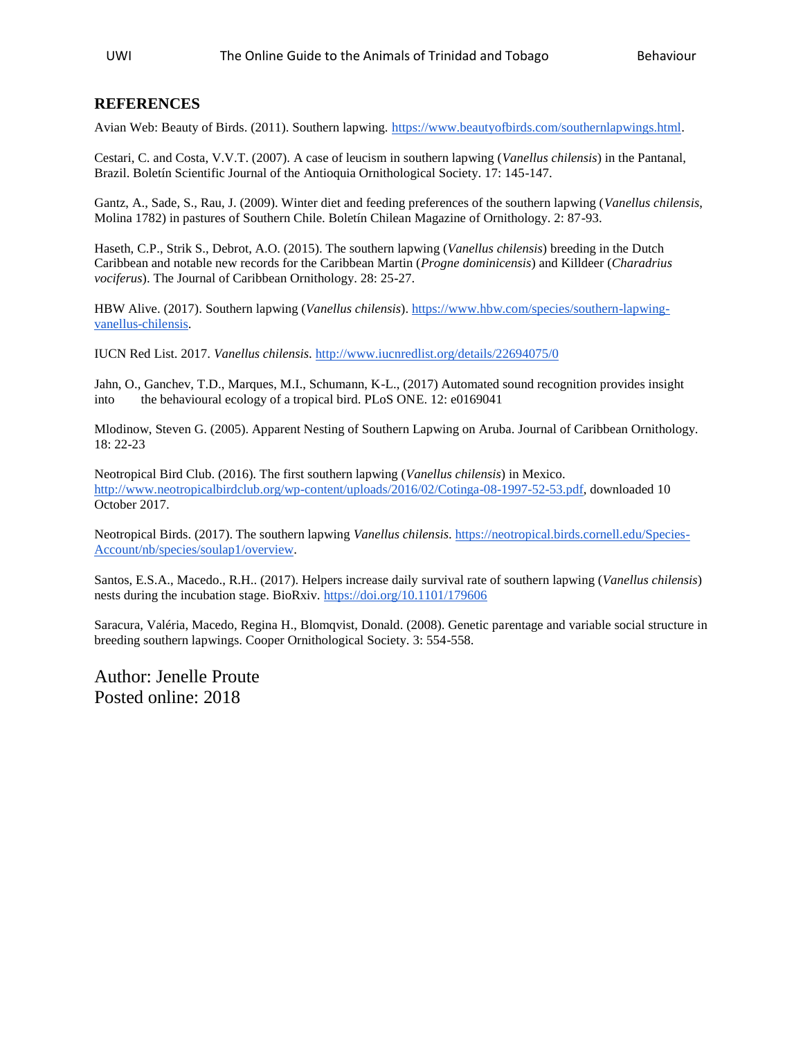## REFERENCES

Avian Web: Beauty of Birds. (2011). Southern lapwing. https://www.beautyofbirds.com/southernlapwings.html.

Cestari, C. and Costa, V.V.T. (2007). A case of leucism in southern lapwing (*Vanellus chilensis*) in the Pantanal, Brazil. Boletín Scientific Journal of the Antioquia Ornithological Society. 17: 145-147.

Gantz, A., Sade, S., Rau, J. (2009). Winter diet and feeding preferences of the southern lapwing (*Vanellus chilensis*, Molina 1782) in pastures of Southern Chile. Boletín Chilean Magazine of Ornithology. 2: 87-93.

Haseth, C.P., Strik S., Debrot, A.O. (2015). The southern lapwing (*Vanellus chilensis*) breeding in the Dutch Caribbean and notable new records for the Caribbean Martin (*Progne dominicensis*) and Killdeer (*Charadrius vociferus*). The Journal of Caribbean Ornithology. 28: 25-27.

HBW Alive. (2017). Southern lapwing (*Vanellus chilensis*). https://www.hbw.com/species/southern-lapwing-vanellus-chilensis.

IUCN Red List. 2017. *Vanellus chilensis*. http://www.iucnredlist.org/details/22694075/0

Jahn, O., Ganchev, T.D., Marques, M.I., Schumann, K-L., (2017) Automated sound recognition provides insight into the behavioural ecology of a tropical bird. PLoS ONE. 12: e0169041

Mlodinow, Steven G. (2005). Apparent Nesting of Southern Lapwing on Aruba. Journal of Caribbean Ornithology. 18: 22-23

Neotropical Bird Club. (2016). The first southern lapwing (*Vanellus chilensis*) in Mexico. http://www.neotropicalbirdclub.org/wp-content/uploads/2016/02/Cotinga-08-1997-52-53.pdf, downloaded 10 October 2017.

Neotropical Birds. (2017). The southern lapwing *Vanellus chilensis*. https://neotropical.birds.cornell.edu/Species-Account/nb/species/soulap1/overview.

Santos, E.S.A., Macedo., R.H.. (2017). Helpers increase daily survival rate of southern lapwing (*Vanellus chilensis*) nests during the incubation stage. BioRxiv. https://doi.org/10.1101/179606

Saracura, Valéria, Macedo, Regina H., Blomqvist, Donald. (2008). Genetic parentage and variable social structure in breeding southern lapwings. Cooper Ornithological Society. 3: 554-558.

Author: Jenelle Proute
Posted online: 2018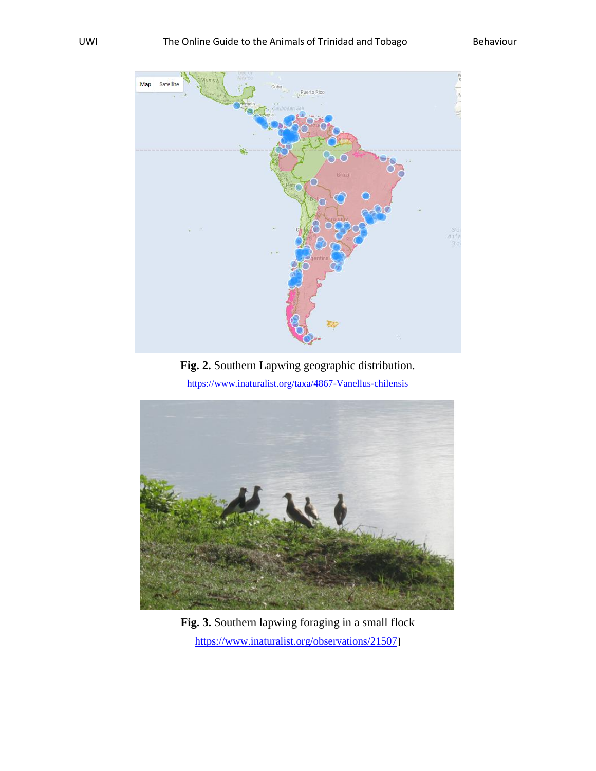**Fig. 2.** Southern Lapwing geographic distribution.

https://www.inaturalist.org/taxa/4867-Vanellus-chilensis

**Fig. 3.** Southern lapwing foraging in a small flock

https://www.inaturalist.org/observations/21507]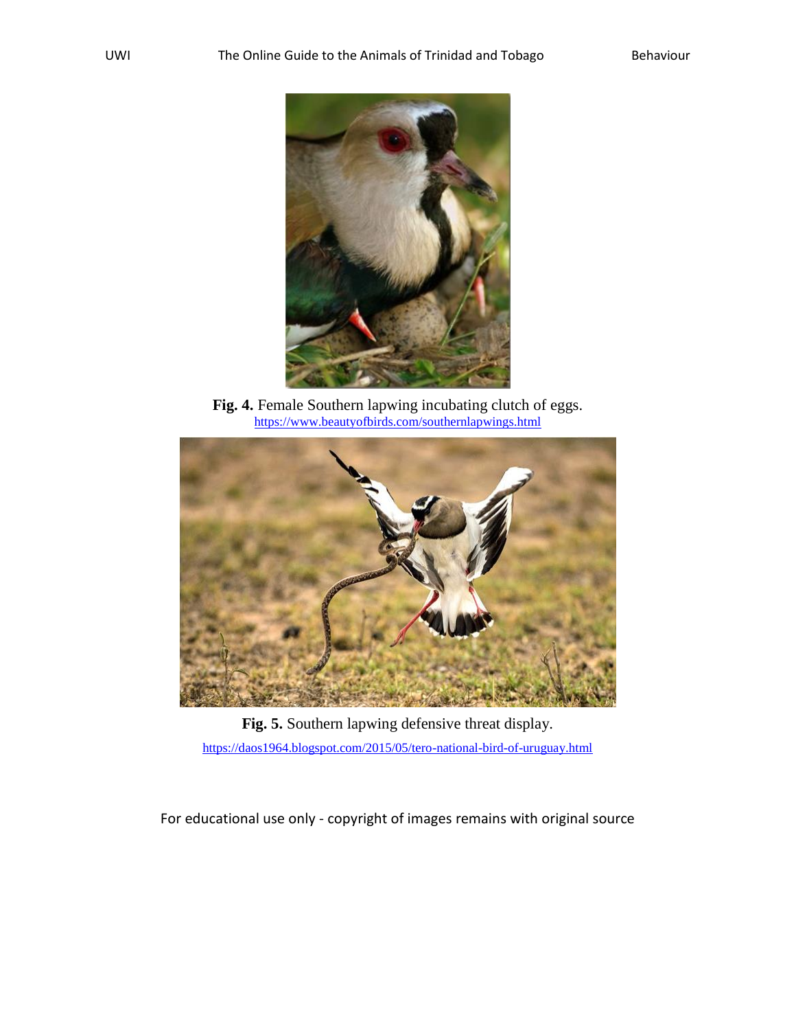**Fig. 4.** Female Southern lapwing incubating clutch of eggs.
https://www.beautyofbirds.com/southernlapwings.html

**Fig. 5.** Southern lapwing defensive threat display.
https://daos1964.blogspot.com/2015/05/tero-national-bird-of-uruguay.html

For educational use only - copyright of images remains with original source